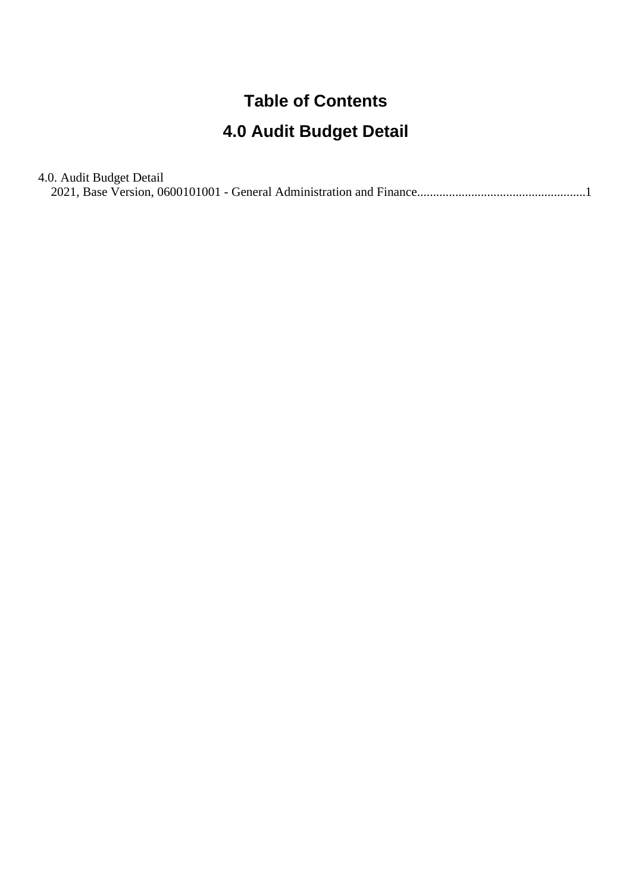# Table of Contents

# 4.0 Audit Budget Detail

4.0. Audit Budget Detail
  2021, Base Version, 0600101001 - General Administration and Finance....................................................1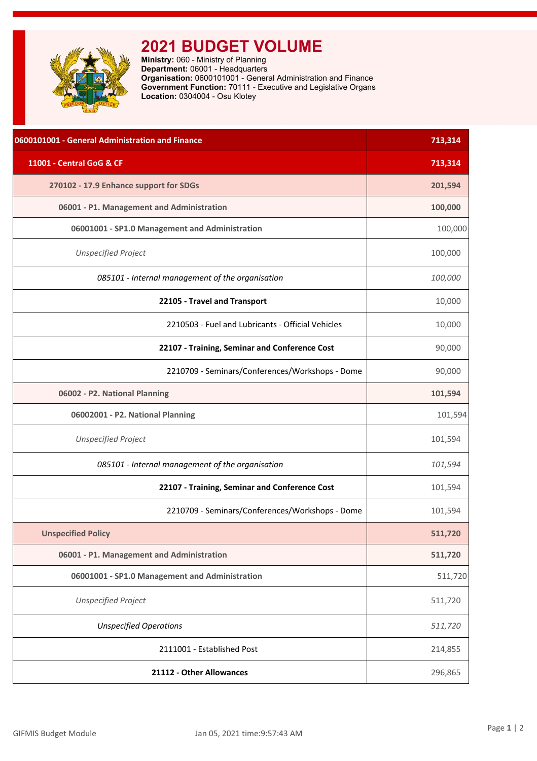# 2021 BUDGET VOLUME

**Ministry:** 060 - Ministry of Planning
**Department:** 06001 - Headquarters
**Organisation:** 0600101001 - General Administration and Finance
**Government Function:** 70111 - Executive and Legislative Organs
**Location:** 0304004 - Osu Klotey

| Item | Amount |
|---|---|
| **0600101001 - General Administration and Finance** | **713,314** |
| **11001 - Central GoG & CF** | **713,314** |
| **270102 - 17.9 Enhance support for SDGs** | **201,594** |
| **06001 - P1. Management and Administration** | **100,000** |
| **06001001 - SP1.0 Management and Administration** | 100,000 |
| *Unspecified Project* | 100,000 |
| *085101 - Internal management of the organisation* | *100,000* |
| **22105 - Travel and Transport** | 10,000 |
| 2210503 - Fuel and Lubricants - Official Vehicles | 10,000 |
| **22107 - Training, Seminar and Conference Cost** | 90,000 |
| 2210709 - Seminars/Conferences/Workshops - Dome | 90,000 |
| **06002 - P2. National Planning** | **101,594** |
| **06002001 - P2. National Planning** | 101,594 |
| *Unspecified Project* | 101,594 |
| *085101 - Internal management of the organisation* | *101,594* |
| **22107 - Training, Seminar and Conference Cost** | 101,594 |
| 2210709 - Seminars/Conferences/Workshops - Dome | 101,594 |
| **Unspecified Policy** | **511,720** |
| **06001 - P1. Management and Administration** | **511,720** |
| **06001001 - SP1.0 Management and Administration** | 511,720 |
| *Unspecified Project* | 511,720 |
| *Unspecified Operations* | *511,720* |
| 2111001 - Established Post | 214,855 |
| **21112 - Other Allowances** | 296,865 |

GIFMIS Budget Module Jan 05, 2021 time:9:57:43 AM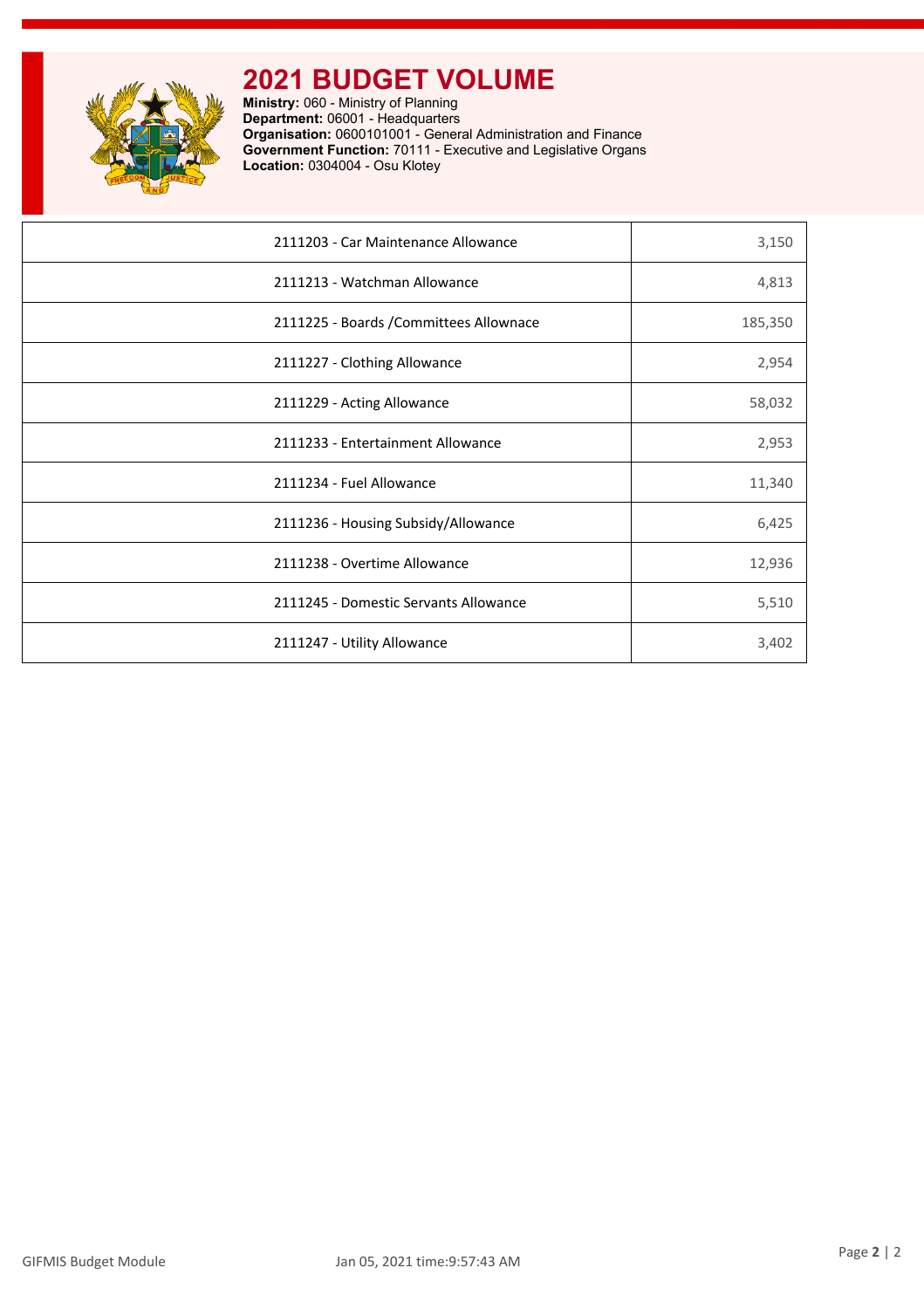# 2021 BUDGET VOLUME

**Ministry:** 060 - Ministry of Planning
**Department:** 06001 - Headquarters
**Organisation:** 0600101001 - General Administration and Finance
**Government Function:** 70111 - Executive and Legislative Organs
**Location:** 0304004 - Osu Klotey

| | |
|---|---|
| 2111203 - Car Maintenance Allowance | 3,150 |
| 2111213 - Watchman Allowance | 4,813 |
| 2111225 - Boards /Committees Allownace | 185,350 |
| 2111227 - Clothing Allowance | 2,954 |
| 2111229 - Acting Allowance | 58,032 |
| 2111233 - Entertainment Allowance | 2,953 |
| 2111234 - Fuel Allowance | 11,340 |
| 2111236 - Housing Subsidy/Allowance | 6,425 |
| 2111238 - Overtime Allowance | 12,936 |
| 2111245 - Domestic Servants Allowance | 5,510 |
| 2111247 - Utility Allowance | 3,402 |